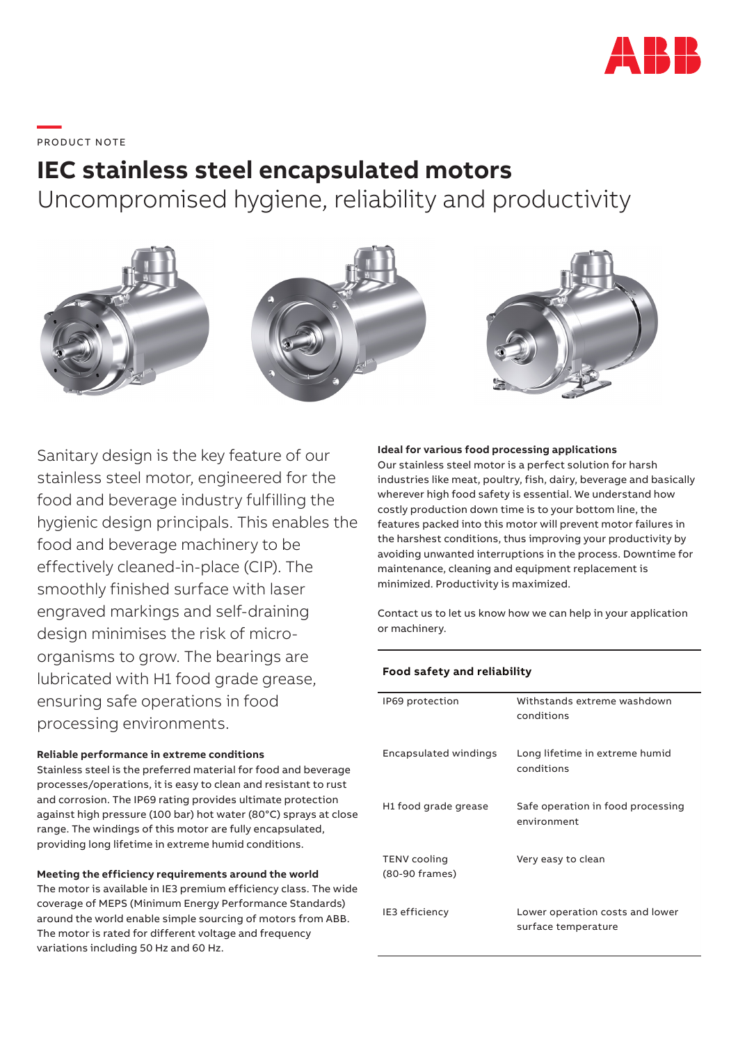PRODUCT NOTE

# IEC stainless steel encapsulated motors

## Uncompromised hygiene, reliability and productivity

Sanitary design is the key feature of our stainless steel motor, engineered for the food and beverage industry fulfilling the hygienic design principals. This enables the food and beverage machinery to be effectively cleaned-in-place (CIP). The smoothly finished surface with laser engraved markings and self-draining design minimises the risk of micro-organisms to grow. The bearings are lubricated with H1 food grade grease, ensuring safe operations in food processing environments.

**Reliable performance in extreme conditions**

Stainless steel is the preferred material for food and beverage processes/operations, it is easy to clean and resistant to rust and corrosion. The IP69 rating provides ultimate protection against high pressure (100 bar) hot water (80°C) sprays at close range. The windings of this motor are fully encapsulated, providing long lifetime in extreme humid conditions.

**Meeting the efficiency requirements around the world**

The motor is available in IE3 premium efficiency class. The wide coverage of MEPS (Minimum Energy Performance Standards) around the world enable simple sourcing of motors from ABB. The motor is rated for different voltage and frequency variations including 50 Hz and 60 Hz.

**Ideal for various food processing applications**

Our stainless steel motor is a perfect solution for harsh industries like meat, poultry, fish, dairy, beverage and basically wherever high food safety is essential. We understand how costly production down time is to your bottom line, the features packed into this motor will prevent motor failures in the harshest conditions, thus improving your productivity by avoiding unwanted interruptions in the process. Downtime for maintenance, cleaning and equipment replacement is minimized. Productivity is maximized.

Contact us to let us know how we can help in your application or machinery.

**Food safety and reliability**

| | |
|---|---|
| IP69 protection | Withstands extreme washdown conditions |
| Encapsulated windings | Long lifetime in extreme humid conditions |
| H1 food grade grease | Safe operation in food processing environment |
| TENV cooling (80-90 frames) | Very easy to clean |
| IE3 efficiency | Lower operation costs and lower surface temperature |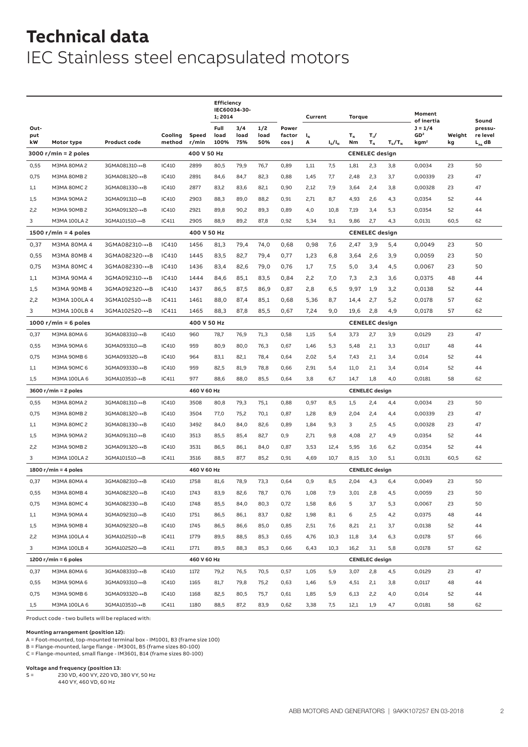# Technical data

IEC Stainless steel encapsulated motors

| Output kW | Motor type | Product code | Cooling method | Speed r/min | Efficiency IEC60034-30-1; 2014 Full load 100% | 3/4 load 75% | 1/2 load 50% | Power factor cos j | Current $I_N$ A | $I_S/I_N$ | Torque $T_N$ Nm | $T_l/T_N$ | $T_b/T_N$ | Moment of inertia J = 1/4 GD² kgm² | Weight kg | Sound pressure level $L_{PA}$ dB |
|---|---|---|---|---|---|---|---|---|---|---|---|---|---|---|---|---|
| **3000 r/min = 2 poles** | | | | 400 V 50 Hz | | | | | | | CENELEC design | | | | | |
| 0,55 | M3MA 80MA 2 | 3GMA081310-••B | IC410 | 2899 | 80,5 | 79,9 | 76,7 | 0,89 | 1,11 | 7,5 | 1,81 | 2,3 | 3,8 | 0,0034 | 23 | 50 |
| 0,75 | M3MA 80MB 2 | 3GMA081320-••B | IC410 | 2891 | 84,6 | 84,7 | 82,3 | 0,88 | 1,45 | 7,7 | 2,48 | 2,3 | 3,7 | 0,00339 | 23 | 47 |
| 1,1 | M3MA 80MC 2 | 3GMA081330-••B | IC410 | 2877 | 83,2 | 83,6 | 82,1 | 0,90 | 2,12 | 7,9 | 3,64 | 2,4 | 3,8 | 0,00328 | 23 | 47 |
| 1,5 | M3MA 90MA 2 | 3GMA091310-••B | IC410 | 2903 | 88,3 | 89,0 | 88,2 | 0,91 | 2,71 | 8,7 | 4,93 | 2,6 | 4,3 | 0,0354 | 52 | 44 |
| 2,2 | M3MA 90MB 2 | 3GMA091320-••B | IC410 | 2921 | 89,8 | 90,2 | 89,3 | 0,89 | 4,0 | 10,8 | 7,19 | 3,4 | 5,3 | 0,0354 | 52 | 44 |
| 3 | M3MA 100LA 2 | 3GMA101510-••B | IC411 | 2905 | 88,9 | 89,2 | 87,8 | 0,92 | 5,34 | 9,1 | 9,86 | 2,7 | 4,3 | 0,0131 | 60,5 | 62 |
| **1500 r/min = 4 poles** | | | | 400 V 50 Hz | | | | | | | CENELEC design | | | | | |
| 0,37 | M3MA 80MA 4 | 3GMA082310-••B | IC410 | 1456 | 81,3 | 79,4 | 74,0 | 0,68 | 0,98 | 7,6 | 2,47 | 3,9 | 5,4 | 0,0049 | 23 | 50 |
| 0,55 | M3MA 80MB 4 | 3GMA082320-••B | IC410 | 1445 | 83,5 | 82,7 | 79,4 | 0,77 | 1,23 | 6,8 | 3,64 | 2,6 | 3,9 | 0,0059 | 23 | 50 |
| 0,75 | M3MA 80MC 4 | 3GMA082330-••B | IC410 | 1436 | 83,4 | 82,6 | 79,0 | 0,76 | 1,7 | 7,5 | 5,0 | 3,4 | 4,5 | 0,0067 | 23 | 50 |
| 1,1 | M3MA 90MA 4 | 3GMA092310-••B | IC410 | 1444 | 84,6 | 85,1 | 83,5 | 0,84 | 2,2 | 7,0 | 7,3 | 2,3 | 3,6 | 0,0375 | 48 | 44 |
| 1,5 | M3MA 90MB 4 | 3GMA092320-••B | IC410 | 1437 | 86,5 | 87,5 | 86,9 | 0,87 | 2,8 | 6,5 | 9,97 | 1,9 | 3,2 | 0,0138 | 52 | 44 |
| 2,2 | M3MA 100LA 4 | 3GMA102510-••B | IC411 | 1461 | 88,0 | 87,4 | 85,1 | 0,68 | 5,36 | 8,7 | 14,4 | 2,7 | 5,2 | 0,0178 | 57 | 62 |
| 3 | M3MA 100LB 4 | 3GMA102520-••B | IC411 | 1465 | 88,3 | 87,8 | 85,5 | 0,67 | 7,24 | 9,0 | 19,6 | 2,8 | 4,9 | 0,0178 | 57 | 62 |
| **1000 r/min = 6 poles** | | | | 400 V 50 Hz | | | | | | | CENELEC design | | | | | |
| 0,37 | M3MA 80MA 6 | 3GMA083310-••B | IC410 | 960 | 78,7 | 76,9 | 71,3 | 0,58 | 1,15 | 5,4 | 3,73 | 2,7 | 3,9 | 0,0129 | 23 | 47 |
| 0,55 | M3MA 90MA 6 | 3GMA093310-••B | IC410 | 959 | 80,9 | 80,0 | 76,3 | 0,67 | 1,46 | 5,3 | 5,48 | 2,1 | 3,3 | 0,0117 | 48 | 44 |
| 0,75 | M3MA 90MB 6 | 3GMA093320-••B | IC410 | 964 | 83,1 | 82,1 | 78,4 | 0,64 | 2,02 | 5,4 | 7,43 | 2,1 | 3,4 | 0,014 | 52 | 44 |
| 1,1 | M3MA 90MC 6 | 3GMA093330-••B | IC410 | 959 | 82,5 | 81,9 | 78,8 | 0,66 | 2,91 | 5,4 | 11,0 | 2,1 | 3,4 | 0,014 | 52 | 44 |
| 1,5 | M3MA 100LA 6 | 3GMA103510-••B | IC411 | 977 | 88,6 | 88,0 | 85,5 | 0,64 | 3,8 | 6,7 | 14,7 | 1,8 | 4,0 | 0,0181 | 58 | 62 |
| **3600 r/min = 2 poles** | | | | 460 V 60 Hz | | | | | | | CENELEC design | | | | | |
| 0,55 | M3MA 80MA 2 | 3GMA081310-••B | IC410 | 3508 | 80,8 | 79,3 | 75,1 | 0,88 | 0,97 | 8,5 | 1,5 | 2,4 | 4,4 | 0,0034 | 23 | 50 |
| 0,75 | M3MA 80MB 2 | 3GMA081320-••B | IC410 | 3504 | 77,0 | 75,2 | 70,1 | 0,87 | 1,28 | 8,9 | 2,04 | 2,4 | 4,4 | 0,00339 | 23 | 47 |
| 1,1 | M3MA 80MC 2 | 3GMA081330-••B | IC410 | 3492 | 84,0 | 84,0 | 82,6 | 0,89 | 1,84 | 9,3 | 3 | 2,5 | 4,5 | 0,00328 | 23 | 47 |
| 1,5 | M3MA 90MA 2 | 3GMA091310-••B | IC410 | 3513 | 85,5 | 85,4 | 82,7 | 0,9 | 2,71 | 9,8 | 4,08 | 2,7 | 4,9 | 0,0354 | 52 | 44 |
| 2,2 | M3MA 90MB 2 | 3GMA091320-••B | IC410 | 3531 | 86,5 | 86,1 | 84,0 | 0,87 | 3,53 | 12,4 | 5,95 | 3,6 | 6,2 | 0,0354 | 52 | 44 |
| 3 | M3MA 100LA 2 | 3GMA101510-••B | IC411 | 3516 | 88,5 | 87,7 | 85,2 | 0,91 | 4,69 | 10,7 | 8,15 | 3,0 | 5,1 | 0,0131 | 60,5 | 62 |
| **1800 r/min = 4 poles** | | | | 460 V 60 Hz | | | | | | | CENELEC design | | | | | |
| 0,37 | M3MA 80MA 4 | 3GMA082310-••B | IC410 | 1758 | 81,6 | 78,9 | 73,3 | 0,64 | 0,9 | 8,5 | 2,04 | 4,3 | 6,4 | 0,0049 | 23 | 50 |
| 0,55 | M3MA 80MB 4 | 3GMA082320-••B | IC410 | 1743 | 83,9 | 82,6 | 78,7 | 0,76 | 1,08 | 7,9 | 3,01 | 2,8 | 4,5 | 0,0059 | 23 | 50 |
| 0,75 | M3MA 80MC 4 | 3GMA082330-••B | IC410 | 1748 | 85,5 | 84,0 | 80,3 | 0,72 | 1,58 | 8,6 | 5 | 3,7 | 5,3 | 0,0067 | 23 | 50 |
| 1,1 | M3MA 90MA 4 | 3GMA092310-••B | IC410 | 1751 | 86,5 | 86,1 | 83,7 | 0,82 | 1,98 | 8,1 | 6 | 2,5 | 4,2 | 0,0375 | 48 | 44 |
| 1,5 | M3MA 90MB 4 | 3GMA092320-••B | IC410 | 1745 | 86,5 | 86,6 | 85,0 | 0,85 | 2,51 | 7,6 | 8,21 | 2,1 | 3,7 | 0,0138 | 52 | 44 |
| 2,2 | M3MA 100LA 4 | 3GMA102510-••B | IC411 | 1779 | 89,5 | 88,5 | 85,3 | 0,65 | 4,76 | 10,3 | 11,8 | 3,4 | 6,3 | 0,0178 | 57 | 66 |
| 3 | M3MA 100LB 4 | 3GMA102520-••B | IC411 | 1771 | 89,5 | 88,3 | 85,3 | 0,66 | 6,43 | 10,3 | 16,2 | 3,1 | 5,8 | 0,0178 | 57 | 62 |
| **1200 r/min = 6 poles** | | | | 460 V 60 Hz | | | | | | | CENELEC design | | | | | |
| 0,37 | M3MA 80MA 6 | 3GMA083310-••B | IC410 | 1172 | 79,2 | 76,5 | 70,5 | 0,57 | 1,05 | 5,9 | 3,07 | 2,8 | 4,5 | 0,0129 | 23 | 47 |
| 0,55 | M3MA 90MA 6 | 3GMA093310-••B | IC410 | 1165 | 81,7 | 79,8 | 75,2 | 0,63 | 1,46 | 5,9 | 4,51 | 2,1 | 3,8 | 0,0117 | 48 | 44 |
| 0,75 | M3MA 90MB 6 | 3GMA093320-••B | IC410 | 1168 | 82,5 | 80,5 | 75,7 | 0,61 | 1,85 | 5,9 | 6,13 | 2,2 | 4,0 | 0,014 | 52 | 44 |
| 1,5 | M3MA 100LA 6 | 3GMA103510-••B | IC411 | 1180 | 88,5 | 87,2 | 83,9 | 0,62 | 3,38 | 7,5 | 12,1 | 1,9 | 4,7 | 0,0181 | 58 | 62 |

Product code - two bullets will be replaced with:

**Mounting arrangement (position 12):**

A = Foot-mounted, top-mounted terminal box - IM1001, B3 (frame size 100)
B = Flange-mounted, large flange - IM3001, B5 (frame sizes 80-100)
C = Flange-mounted, small flange - IM3601, B14 (frame sizes 80-100)

**Voltage and frequency (position 13:**

S = 230 VD, 400 VY, 220 VD, 380 VY, 50 Hz
440 VY, 460 VD, 60 Hz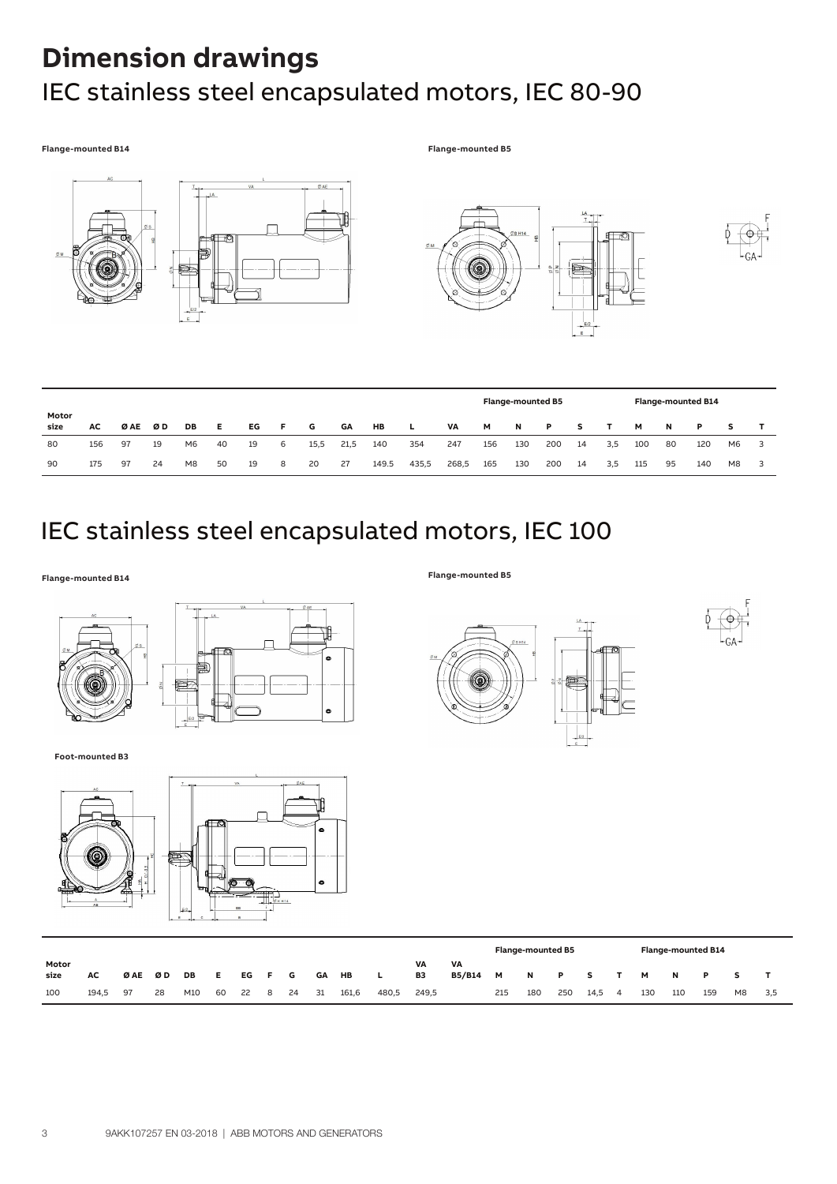# Dimension drawings

## IEC stainless steel encapsulated motors, IEC 80-90

**Flange-mounted B14**

**Flange-mounted B5**

| Motor size | AC | Ø AE | Ø D | DB | E | EG | F | G | GA | HB | L | VA | Flange-mounted B5 M | N | P | S | T | Flange-mounted B14 M | N | P | S | T |
|---|---|---|---|---|---|---|---|---|---|---|---|---|---|---|---|---|---|---|---|---|---|---|
| 80 | 156 | 97 | 19 | M6 | 40 | 19 | 6 | 15,5 | 21,5 | 140 | 354 | 247 | 156 | 130 | 200 | 14 | 3,5 | 100 | 80 | 120 | M6 | 3 |
| 90 | 175 | 97 | 24 | M8 | 50 | 19 | 8 | 20 | 27 | 149.5 | 435,5 | 268,5 | 165 | 130 | 200 | 14 | 3,5 | 115 | 95 | 140 | M8 | 3 |

## IEC stainless steel encapsulated motors, IEC 100

**Flange-mounted B14**

**Flange-mounted B5**

**Foot-mounted B3**

| Motor size | AC | Ø AE | Ø D | DB | E | EG | F | G | GA | HB | L | VA B3 | VA B5/B14 | Flange-mounted B5 M | N | P | S | T | Flange-mounted B14 M | N | P | S | T |
|---|---|---|---|---|---|---|---|---|---|---|---|---|---|---|---|---|---|---|---|---|---|---|---|
| 100 | 194,5 | 97 | 28 | M10 | 60 | 22 | 8 | 24 | 31 | 161,6 | 480,5 | 249,5 | | 215 | 180 | 250 | 14,5 | 4 | 130 | 110 | 159 | M8 | 3,5 |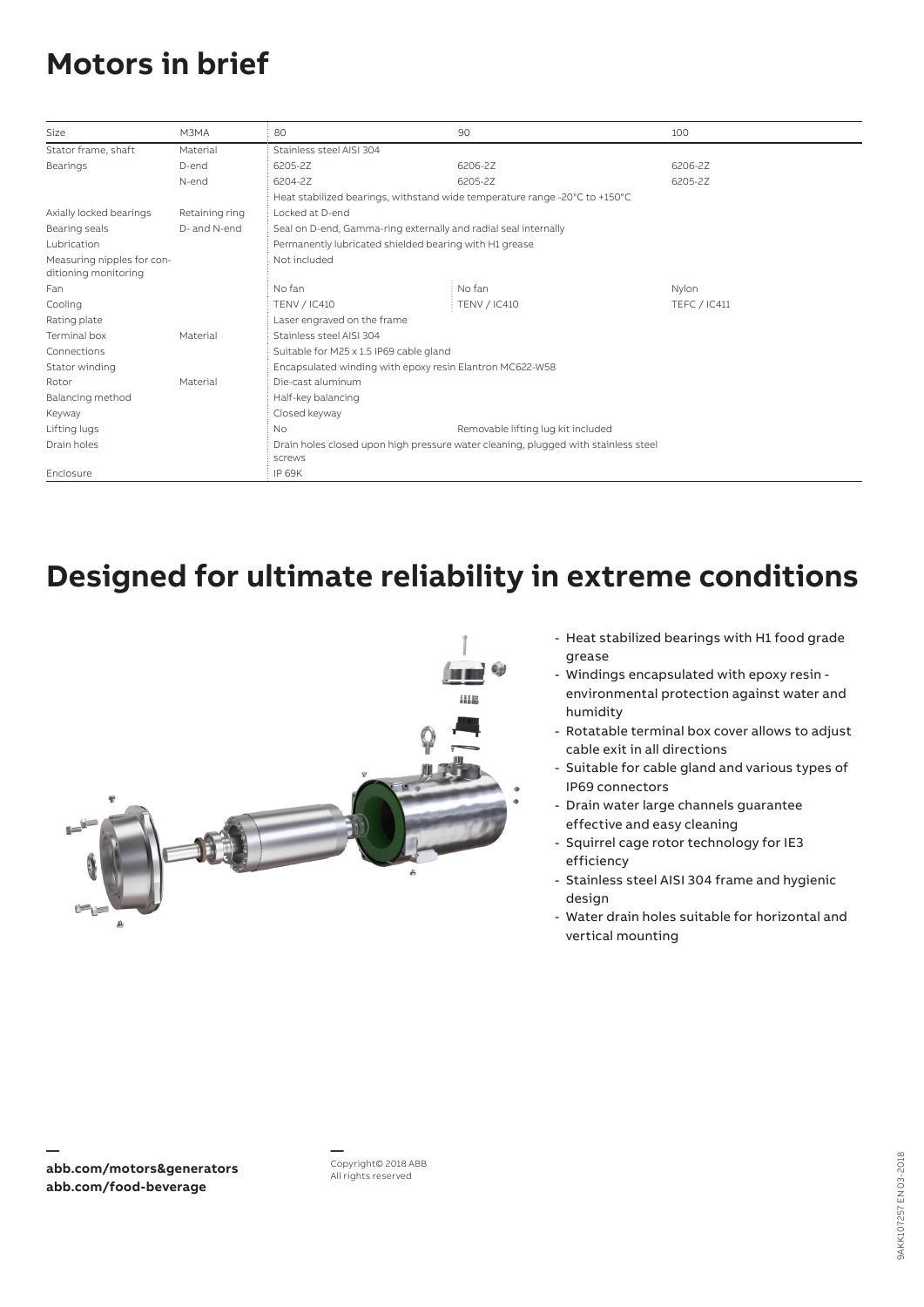# Motors in brief

| Size | M3MA | 80 | 90 | 100 |
|---|---|---|---|---|
| Stator frame, shaft | Material | Stainless steel AISI 304 | | |
| Bearings | D-end | 6205-2Z | 6206-2Z | 6206-2Z |
| | N-end | 6204-2Z | 6205-2Z | 6205-2Z |
| | | Heat stabilized bearings, withstand wide temperature range -20°C to +150°C | | |
| Axially locked bearings | Retaining ring | Locked at D-end | | |
| Bearing seals | D- and N-end | Seal on D-end, Gamma-ring externally and radial seal internally | | |
| Lubrication | | Permanently lubricated shielded bearing with H1 grease | | |
| Measuring nipples for condition monitoring | | Not included | | |
| Fan | | No fan | No fan | Nylon |
| Cooling | | TENV / IC410 | TENV / IC410 | TEFC / IC411 |
| Rating plate | | Laser engraved on the frame | | |
| Terminal box | Material | Stainless steel AISI 304 | | |
| Connections | | Suitable for M25 x 1.5 IP69 cable gland | | |
| Stator winding | | Encapsulated winding with epoxy resin Elantron MC622-W58 | | |
| Rotor | Material | Die-cast aluminum | | |
| Balancing method | | Half-key balancing | | |
| Keyway | | Closed keyway | | |
| Lifting lugs | | No | Removable lifting lug kit included | |
| Drain holes | | Drain holes closed upon high pressure water cleaning, plugged with stainless steel screws | | |
| Enclosure | | IP 69K | | |

# Designed for ultimate reliability in extreme conditions

- Heat stabilized bearings with H1 food grade grease
- Windings encapsulated with epoxy resin - environmental protection against water and humidity
- Rotatable terminal box cover allows to adjust cable exit in all directions
- Suitable for cable gland and various types of IP69 connectors
- Drain water large channels guarantee effective and easy cleaning
- Squirrel cage rotor technology for IE3 efficiency
- Stainless steel AISI 304 frame and hygienic design
- Water drain holes suitable for horizontal and vertical mounting

**abb.com/motors&generators**
**abb.com/food-beverage**

Copyright© 2018 ABB
All rights reserved

9AKK107257 EN 03-2018